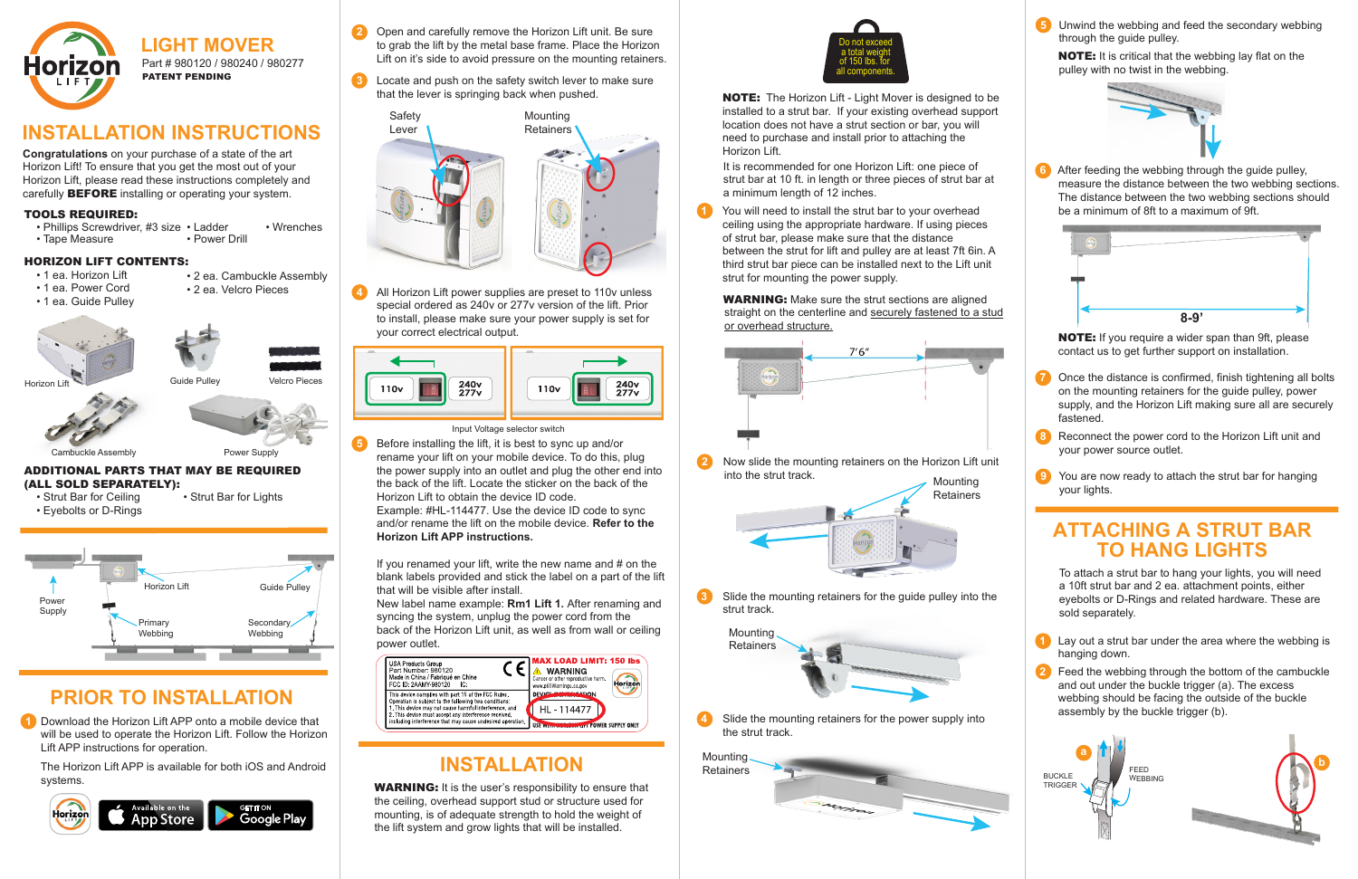# LIGHT MOVER

Part # 980120 / 980240 / 980277

**PATENT PENDING**

# INSTALLATION INSTRUCTIONS

**Congratulations** on your purchase of a state of the art Horizon Lift! To ensure that you get the most out of your Horizon Lift, please read these instructions completely and carefully **BEFORE** installing or operating your system.

### TOOLS REQUIRED:

- Phillips Screwdriver, #3 size
- Tape Measure
- Ladder
- Power Drill
- Wrenches

### HORIZON LIFT CONTENTS:

- 1 ea. Horizon Lift
- 1 ea. Power Cord
- 1 ea. Guide Pulley
- 2 ea. Cambuckle Assembly
- 2 ea. Velcro Pieces

Horizon Lift — Guide Pulley — Velcro Pieces — Cambuckle Assembly — Power Supply

### ADDITIONAL PARTS THAT MAY BE REQUIRED (ALL SOLD SEPARATELY):

- Strut Bar for Ceiling
- Eyebolts or D-Rings
- Strut Bar for Lights

Power Supply — Horizon Lift — Guide Pulley — Primary Webbing — Secondary Webbing

## PRIOR TO INSTALLATION

1. Download the Horizon Lift APP onto a mobile device that will be used to operate the Horizon Lift. Follow the Horizon Lift APP instructions for operation.

   The Horizon Lift APP is available for both iOS and Android systems.

2. Open and carefully remove the Horizon Lift unit. Be sure to grab the lift by the metal base frame. Place the Horizon Lift on it's side to avoid pressure on the mounting retainers.

3. Locate and push on the safety switch lever to make sure that the lever is springing back when pushed.

   Safety Lever — Mounting Retainers

4. All Horizon Lift power supplies are preset to 110v unless special ordered as 240v or 277v version of the lift. Prior to install, please make sure your power supply is set for your correct electrical output.

   Input Voltage selector switch (110v / 240v 277v)

5. Before installing the lift, it is best to sync up and/or rename your lift on your mobile device. To do this, plug the power supply into an outlet and plug the other end into the back of the lift. Locate the sticker on the back of the Horizon Lift to obtain the device ID code.
   Example: #HL-114477. Use the device ID code to sync and/or rename the lift on the mobile device. **Refer to the Horizon Lift APP instructions.**

   If you renamed your lift, write the new name and # on the blank labels provided and stick the label on a part of the lift that will be visible after install.
   New label name example: **Rm1 Lift 1.** After renaming and syncing the system, unplug the power cord from the back of the Horizon Lift unit, as well as from wall or ceiling power outlet.

   MAX LOAD LIMIT: 150 lbs — HL - 114477

## INSTALLATION

**WARNING:** It is the user's responsibility to ensure that the ceiling, overhead support stud or structure used for mounting, is of adequate strength to hold the weight of the lift system and grow lights that will be installed.

Do not exceed a total weight of 150 lbs. for all components.

**NOTE:** The Horizon Lift - Light Mover is designed to be installed to a strut bar. If your existing overhead support location does not have a strut section or bar, you will need to purchase and install prior to attaching the Horizon Lift.

It is recommended for one Horizon Lift: one piece of strut bar at 10 ft. in length or three pieces of strut bar at a minimum length of 12 inches.

1. You will need to install the strut bar to your overhead ceiling using the appropriate hardware. If using pieces of strut bar, please make sure that the distance between the strut for lift and pulley are at least 7ft 6in. A third strut bar piece can be installed next to the Lift unit strut for mounting the power supply.

**WARNING:** Make sure the strut sections are aligned straight on the centerline and <u>securely fastened to a stud or overhead structure.</u>

7'6"

2. Now slide the mounting retainers on the Horizon Lift unit into the strut track.

   Mounting Retainers

3. Slide the mounting retainers for the guide pulley into the strut track.

   Mounting Retainers

4. Slide the mounting retainers for the power supply into the strut track.

   Mounting Retainers

5. Unwind the webbing and feed the secondary webbing through the guide pulley.

   **NOTE:** It is critical that the webbing lay flat on the pulley with no twist in the webbing.

6. After feeding the webbing through the guide pulley, measure the distance between the two webbing sections. The distance between the two webbing sections should be a minimum of 8ft to a maximum of 9ft.

   8-9'

   **NOTE:** If you require a wider span than 9ft, please contact us to get further support on installation.

7. Once the distance is confirmed, finish tightening all bolts on the mounting retainers for the guide pulley, power supply, and the Horizon Lift making sure all are securely fastened.

8. Reconnect the power cord to the Horizon Lift unit and your power source outlet.

9. You are now ready to attach the strut bar for hanging your lights.

## ATTACHING A STRUT BAR TO HANG LIGHTS

To attach a strut bar to hang your lights, you will need a 10ft strut bar and 2 ea. attachment points, either eyebolts or D-Rings and related hardware. These are sold separately.

1. Lay out a strut bar under the area where the webbing is hanging down.
2. Feed the webbing through the bottom of the cambuckle and out under the buckle trigger (a). The excess webbing should be facing the outside of the buckle assembly by the buckle trigger (b).

a — BUCKLE TRIGGER — FEED WEBBING — b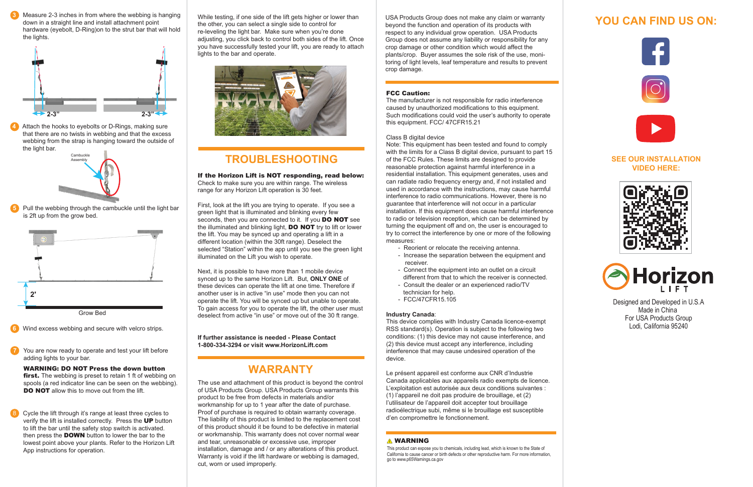3. Measure 2-3 inches in from where the webbing is hanging down in a straight line and install attachment point hardware (eyebolt, D-Ring)on to the strut bar that will hold the lights.

2-3"

2-3"

4. Attach the hooks to eyebolts or D-Rings, making sure that there are no twists in webbing and that the excess webbing from the strap is hanging toward the outside of the light bar.

Cambuckle Assembly

5. Pull the webbing through the cambuckle until the light bar is 2ft up from the grow bed.

2'

Grow Bed

6. Wind excess webbing and secure with velcro strips.

7. You are now ready to operate and test your lift before adding lights to your bar.

**WARNING: DO NOT Press the down button first.** The webbing is preset to retain 1 ft of webbing on spools (a red indicator line can be seen on the webbing). **DO NOT** allow this to move out from the lift.

8. Cycle the lift through it's range at least three cycles to verify the lift is installed correctly. Press the **UP** button to lift the bar until the safety stop switch is activated. then press the **DOWN** button to lower the bar to the lowest point above your plants. Refer to the Horizon Lift App instructions for operation.

While testing, if one side of the lift gets higher or lower than the other, you can select a single side to control for re-leveling the light bar. Make sure when you're done adjusting, you click back to control both sides of the lift. Once you have successfully tested your lift, you are ready to attach lights to the bar and operate.

## TROUBLESHOOTING

**If the Horizon Lift is NOT responding, read below:**
Check to make sure you are within range. The wireless range for any Horizon Lift operation is 30 feet.

First, look at the lift you are trying to operate. If you see a green light that is illuminated and blinking every few seconds, then you are connected to it. If you **DO NOT** see the illuminated and blinking light, **DO NOT** try to lift or lower the lift. You may be synced up and operating a lift in a different location (within the 30ft range). Deselect the selected "Station" within the app until you see the green light illuminated on the Lift you wish to operate.

Next, it is possible to have more than 1 mobile device synced up to the same Horizon Lift. But, **ONLY ONE** of these devices can operate the lift at one time. Therefore if another user is in active "in use" mode then you can not operate the lift. You will be synced up but unable to operate. To gain access for you to operate the lift, the other user must deselect from active "in use" or move out of the 30 ft range.

**If further assistance is needed - Please Contact 1-800-334-3294 or visit www.HorizonLift.com**

## WARRANTY

The use and attachment of this product is beyond the control of USA Products Group. USA Products Group warrants this product to be free from defects in materials and/or workmanship for up to 1 year after the date of purchase. Proof of purchase is required to obtain warranty coverage. The liability of this product is limited to the replacement cost of this product should it be found to be defective in material or workmanship. This warranty does not cover normal wear and tear, unreasonable or excessive use, improper installation, damage and / or any alterations of this product. Warranty is void if the lift hardware or webbing is damaged, cut, worn or used improperly.

USA Products Group does not make any claim or warranty beyond the function and operation of its products with respect to any individual grow operation. USA Products Group does not assume any liability or responsibility for any crop damage or other condition which would affect the plants/crop. Buyer assumes the sole risk of the use, monitoring of light levels, leaf temperature and results to prevent crop damage.

**FCC Caution:**
The manufacturer is not responsible for radio interference caused by unauthorized modifications to this equipment. Such modifications could void the user's authority to operate this equipment. FCC/ 47CFR15.21

Class B digital device
Note: This equipment has been tested and found to comply with the limits for a Class B digital device, pursuant to part 15 of the FCC Rules. These limits are designed to provide reasonable protection against harmful interference in a residential installation. This equipment generates, uses and can radiate radio frequency energy and, if not installed and used in accordance with the instructions, may cause harmful interference to radio communications. However, there is no guarantee that interference will not occur in a particular installation. If this equipment does cause harmful interference to radio or television reception, which can be determined by turning the equipment off and on, the user is encouraged to try to correct the interference by one or more of the following measures:

- Reorient or relocate the receiving antenna.
- Increase the separation between the equipment and receiver.
- Connect the equipment into an outlet on a circuit different from that to which the receiver is connected.
- Consult the dealer or an experienced radio/TV technician for help.
- FCC/47CFR15.105

**Industry Canada**:
This device complies with Industry Canada licence-exempt RSS standard(s). Operation is subject to the following two conditions: (1) this device may not cause interference, and (2) this device must accept any interference, including interference that may cause undesired operation of the device.

Le présent appareil est conforme aux CNR d'Industrie Canada applicables aux appareils radio exempts de licence. L'exploitation est autorisée aux deux conditions suivantes : (1) l'appareil ne doit pas produire de brouillage, et (2) l'utilisateur de l'appareil doit accepter tout brouillage radioélectrique subi, même si le brouillage est susceptible d'en compromettre le fonctionnement.

**⚠ WARNING**
This product can expose you to chemicals, including lead, which is known to the State of California to cause cancer or birth defects or other reproductive harm. For more information, go to www.p65Warnings.ca.gov

## YOU CAN FIND US ON:

**SEE OUR INSTALLATION VIDEO HERE:**

Horizon LIFT

Designed and Developed in U.S.A
Made in China
For USA Products Group
Lodi, California 95240